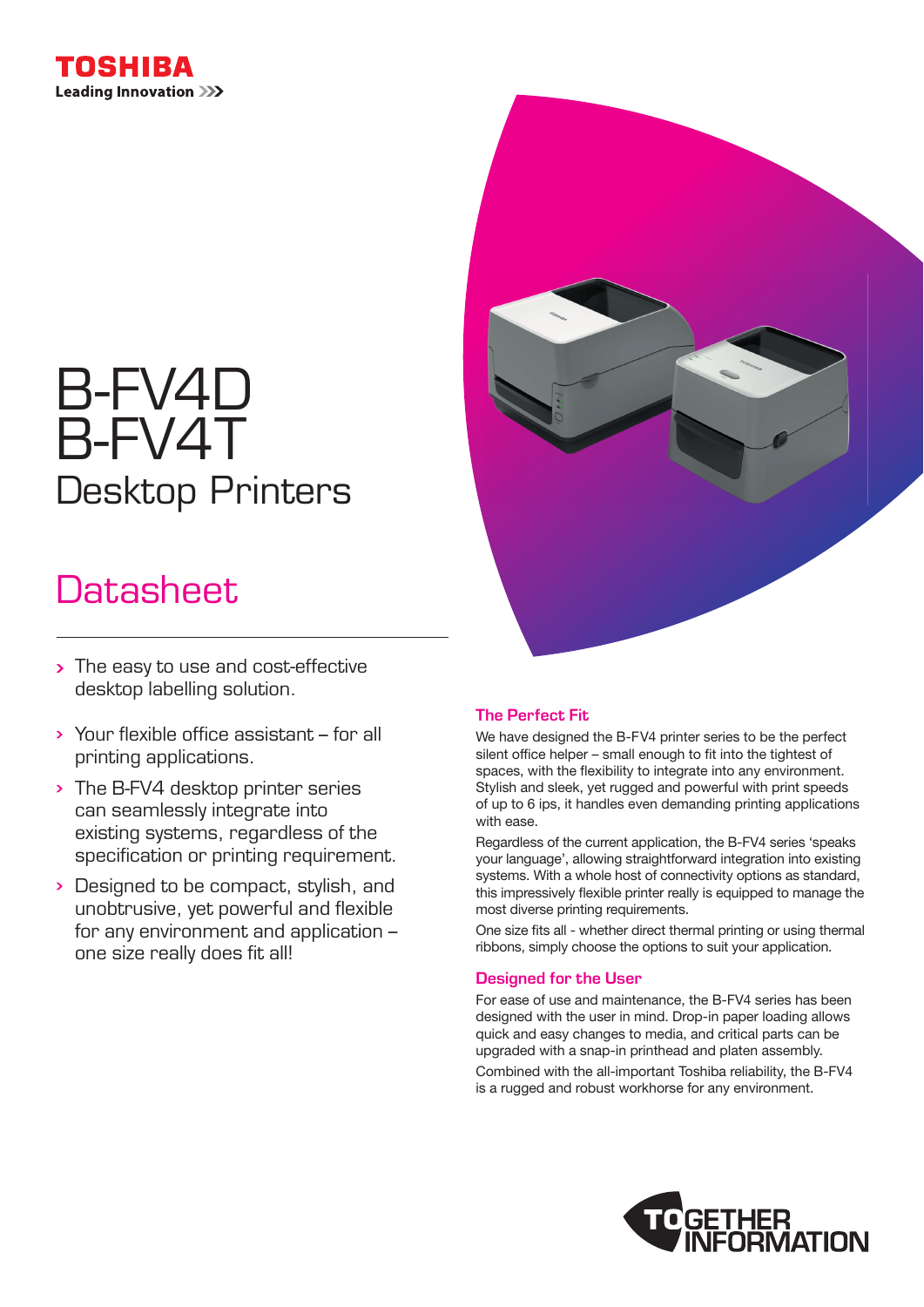TOSHIBA

Leading Innovation >>>

# B-FV4D
# B-FV4T
## Desktop Printers

## Datasheet

- The easy to use and cost-effective desktop labelling solution.
- Your flexible office assistant – for all printing applications.
- The B-FV4 desktop printer series can seamlessly integrate into existing systems, regardless of the specification or printing requirement.
- Designed to be compact, stylish, and unobtrusive, yet powerful and flexible for any environment and application – one size really does fit all!

### The Perfect Fit

We have designed the B-FV4 printer series to be the perfect silent office helper – small enough to fit into the tightest of spaces, with the flexibility to integrate into any environment. Stylish and sleek, yet rugged and powerful with print speeds of up to 6 ips, it handles even demanding printing applications with ease.

Regardless of the current application, the B-FV4 series 'speaks your language', allowing straightforward integration into existing systems. With a whole host of connectivity options as standard, this impressively flexible printer really is equipped to manage the most diverse printing requirements.

One size fits all - whether direct thermal printing or using thermal ribbons, simply choose the options to suit your application.

### Designed for the User

For ease of use and maintenance, the B-FV4 series has been designed with the user in mind. Drop-in paper loading allows quick and easy changes to media, and critical parts can be upgraded with a snap-in printhead and platen assembly.

Combined with the all-important Toshiba reliability, the B-FV4 is a rugged and robust workhorse for any environment.

TOGETHER INFORMATION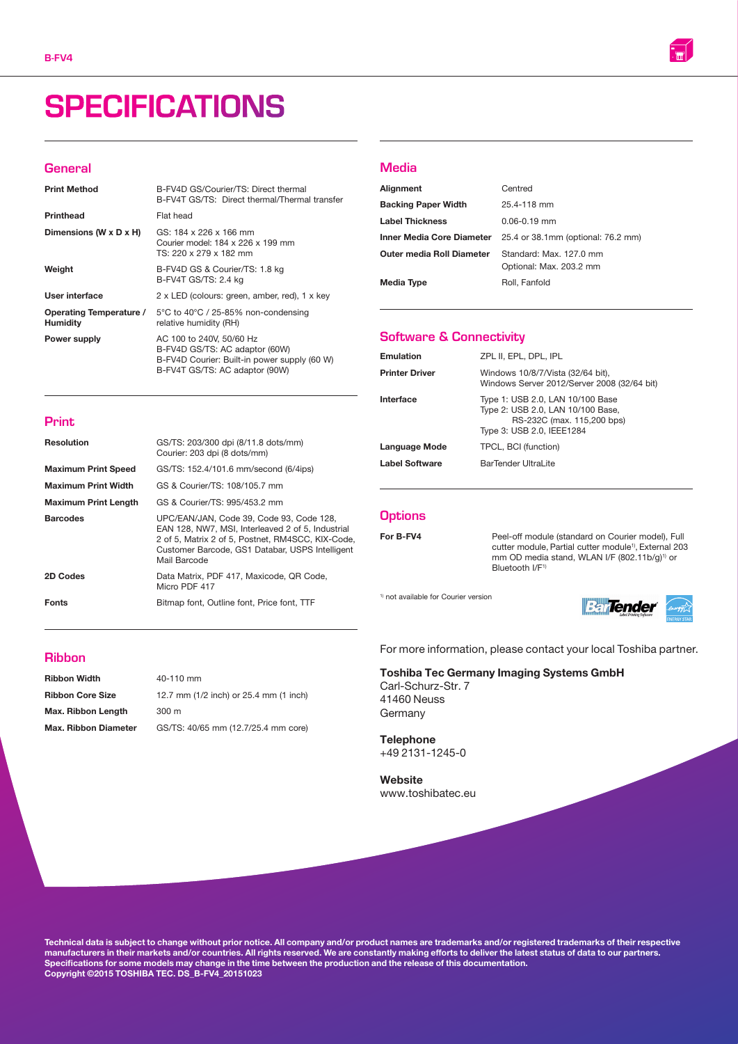# SPECIFICATIONS

## General

| | |
|---|---|
| **Print Method** | B-FV4D GS/Courier/TS: Direct thermal<br>B-FV4T GS/TS: Direct thermal/Thermal transfer |
| **Printhead** | Flat head |
| **Dimensions (W x D x H)** | GS: 184 x 226 x 166 mm<br>Courier model: 184 x 226 x 199 mm<br>TS: 220 x 279 x 182 mm |
| **Weight** | B-FV4D GS & Courier/TS: 1.8 kg<br>B-FV4T GS/TS: 2.4 kg |
| **User interface** | 2 x LED (colours: green, amber, red), 1 x key |
| **Operating Temperature / Humidity** | 5°C to 40°C / 25-85% non-condensing relative humidity (RH) |
| **Power supply** | AC 100 to 240V, 50/60 Hz<br>B-FV4D GS/TS: AC adaptor (60W)<br>B-FV4D Courier: Built-in power supply (60 W)<br>B-FV4T GS/TS: AC adaptor (90W) |

## Print

| | |
|---|---|
| **Resolution** | GS/TS: 203/300 dpi (8/11.8 dots/mm)<br>Courier: 203 dpi (8 dots/mm) |
| **Maximum Print Speed** | GS/TS: 152.4/101.6 mm/second (6/4ips) |
| **Maximum Print Width** | GS & Courier/TS: 108/105.7 mm |
| **Maximum Print Length** | GS & Courier/TS: 995/453.2 mm |
| **Barcodes** | UPC/EAN/JAN, Code 39, Code 93, Code 128, EAN 128, NW7, MSI, Interleaved 2 of 5, Industrial 2 of 5, Matrix 2 of 5, Postnet, RM4SCC, KIX-Code, Customer Barcode, GS1 Databar, USPS Intelligent Mail Barcode |
| **2D Codes** | Data Matrix, PDF 417, Maxicode, QR Code, Micro PDF 417 |
| **Fonts** | Bitmap font, Outline font, Price font, TTF |

## Ribbon

| | |
|---|---|
| **Ribbon Width** | 40-110 mm |
| **Ribbon Core Size** | 12.7 mm (1/2 inch) or 25.4 mm (1 inch) |
| **Max. Ribbon Length** | 300 m |
| **Max. Ribbon Diameter** | GS/TS: 40/65 mm (12.7/25.4 mm core) |

## Media

| | |
|---|---|
| **Alignment** | Centred |
| **Backing Paper Width** | 25.4-118 mm |
| **Label Thickness** | 0.06-0.19 mm |
| **Inner Media Core Diameter** | 25.4 or 38.1mm (optional: 76.2 mm) |
| **Outer media Roll Diameter** | Standard: Max. 127.0 mm<br>Optional: Max. 203.2 mm |
| **Media Type** | Roll, Fanfold |

## Software & Connectivity

| | |
|---|---|
| **Emulation** | ZPL II, EPL, DPL, IPL |
| **Printer Driver** | Windows 10/8/7/Vista (32/64 bit),<br>Windows Server 2012/Server 2008 (32/64 bit) |
| **Interface** | Type 1: USB 2.0, LAN 10/100 Base<br>Type 2: USB 2.0, LAN 10/100 Base, RS-232C (max. 115,200 bps)<br>Type 3: USB 2.0, IEEE1284 |
| **Language Mode** | TPCL, BCI (function) |
| **Label Software** | BarTender UltraLite |

## Options

| | |
|---|---|
| **For B-FV4** | Peel-off module (standard on Courier model), Full cutter module, Partial cutter module[1], External 203 mm OD media stand, WLAN I/F (802.11b/g)[1] or Bluetooth I/F[1] |

[1] not available for Courier version

For more information, please contact your local Toshiba partner.

**Toshiba Tec Germany Imaging Systems GmbH**
Carl-Schurz-Str. 7
41460 Neuss
Germany

**Telephone**
+49 2131-1245-0

**Website**
www.toshibatec.eu

**Technical data is subject to change without prior notice. All company and/or product names are trademarks and/or registered trademarks of their respective manufacturers in their markets and/or countries. All rights reserved. We are constantly making efforts to deliver the latest status of data to our partners. Specifications for some models may change in the time between the production and the release of this documentation. Copyright ©2015 TOSHIBA TEC. DS_B-FV4_20151023**